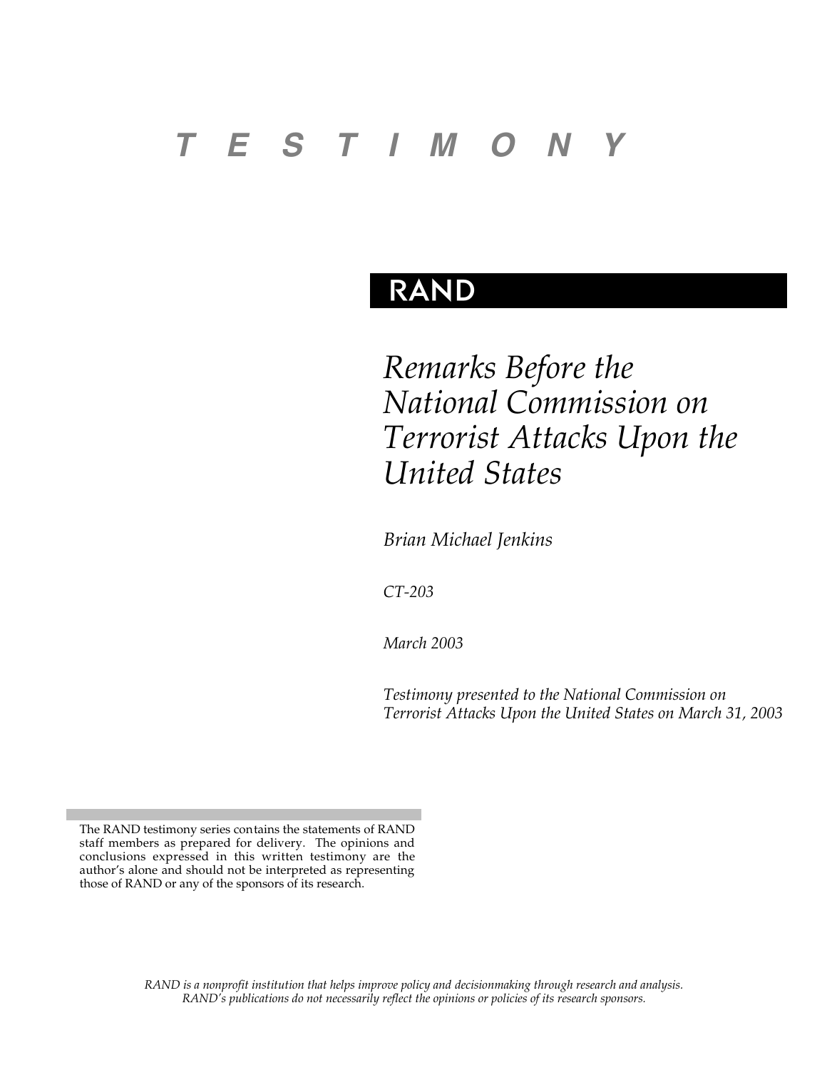# T E S T I M O N Y

**RAND**

# *Remarks Before the National Commission on Terrorist Attacks Upon the United States*

*Brian Michael Jenkins*

*CT-203*

*March 2003*

*Testimony presented to the National Commission on Terrorist Attacks Upon the United States on March 31, 2003*

The RAND testimony series contains the statements of RAND staff members as prepared for delivery. The opinions and conclusions expressed in this written testimony are the author's alone and should not be interpreted as representing those of RAND or any of the sponsors of its research.

*RAND is a nonprofit institution that helps improve policy and decisionmaking through research and analysis. RAND's publications do not necessarily reflect the opinions or policies of its research sponsors.*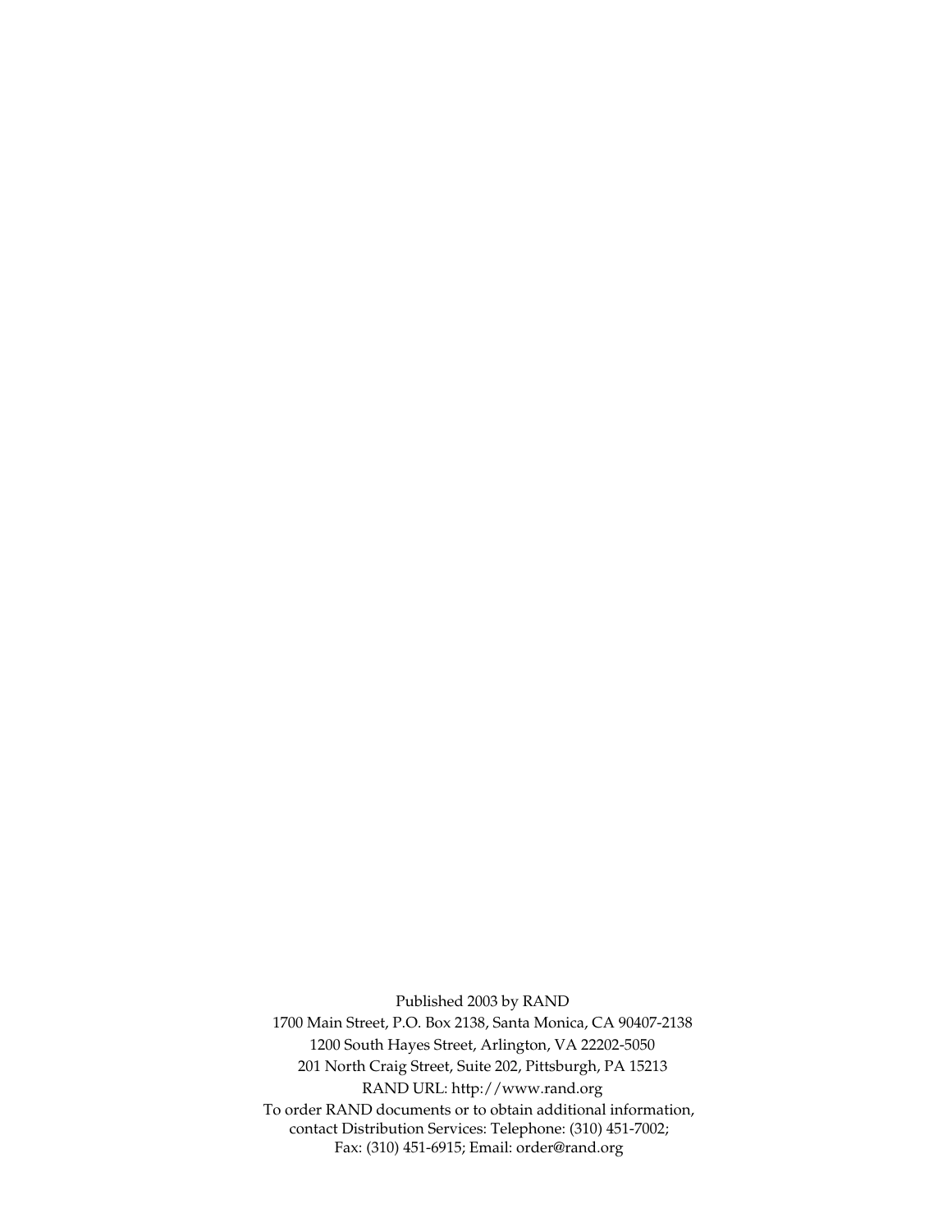Published 2003 by RAND
1700 Main Street, P.O. Box 2138, Santa Monica, CA 90407-2138
1200 South Hayes Street, Arlington, VA 22202-5050
201 North Craig Street, Suite 202, Pittsburgh, PA 15213
RAND URL: http://www.rand.org
To order RAND documents or to obtain additional information,
contact Distribution Services: Telephone: (310) 451-7002;
Fax: (310) 451-6915; Email: order@rand.org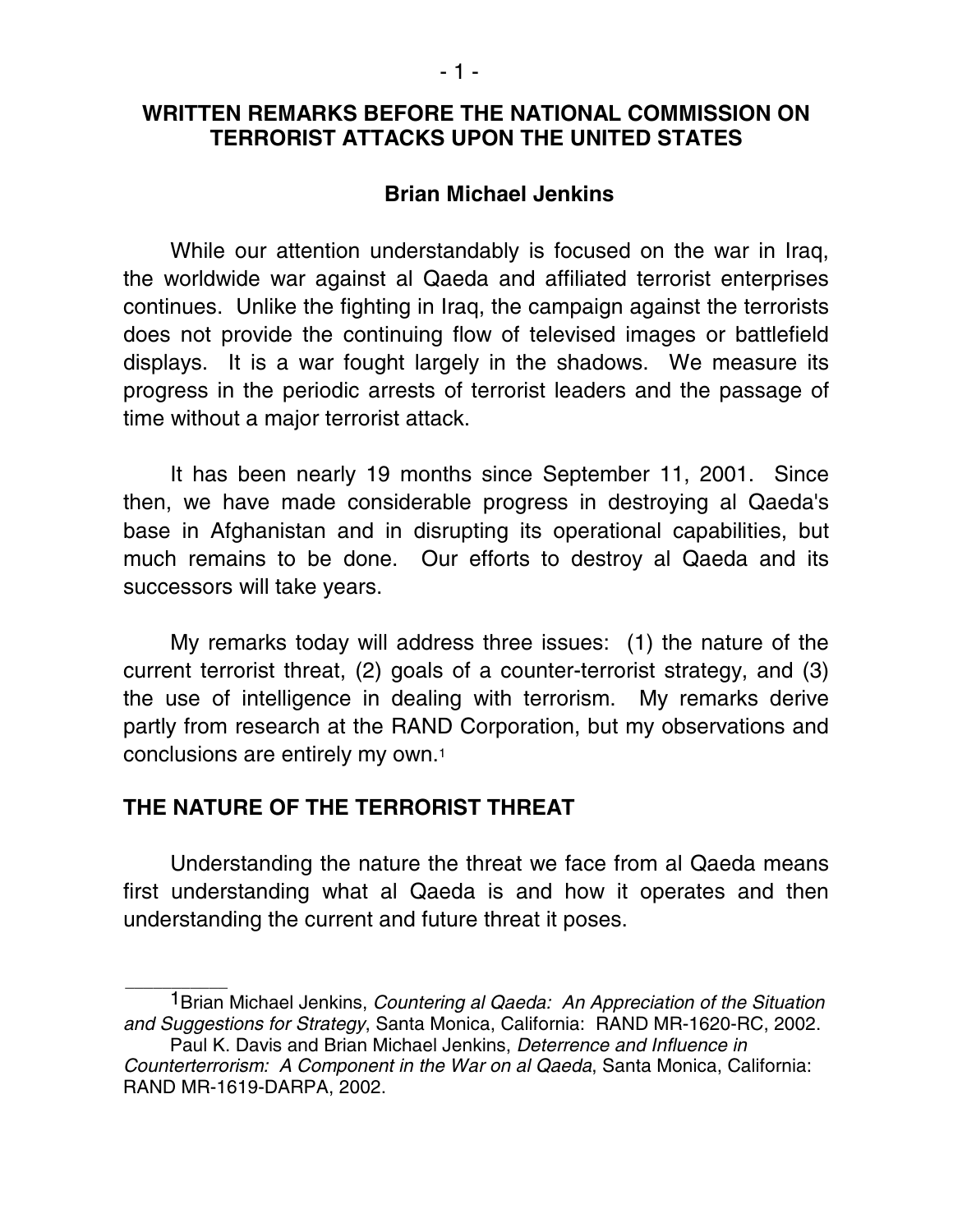## WRITTEN REMARKS BEFORE THE NATIONAL COMMISSION ON TERRORIST ATTACKS UPON THE UNITED STATES

**Brian Michael Jenkins**

While our attention understandably is focused on the war in Iraq, the worldwide war against al Qaeda and affiliated terrorist enterprises continues. Unlike the fighting in Iraq, the campaign against the terrorists does not provide the continuing flow of televised images or battlefield displays. It is a war fought largely in the shadows. We measure its progress in the periodic arrests of terrorist leaders and the passage of time without a major terrorist attack.

It has been nearly 19 months since September 11, 2001. Since then, we have made considerable progress in destroying al Qaeda's base in Afghanistan and in disrupting its operational capabilities, but much remains to be done. Our efforts to destroy al Qaeda and its successors will take years.

My remarks today will address three issues: (1) the nature of the current terrorist threat, (2) goals of a counter-terrorist strategy, and (3) the use of intelligence in dealing with terrorism. My remarks derive partly from research at the RAND Corporation, but my observations and conclusions are entirely my own.[1]

## THE NATURE OF THE TERRORIST THREAT

Understanding the nature the threat we face from al Qaeda means first understanding what al Qaeda is and how it operates and then understanding the current and future threat it poses.

---

[1] Brian Michael Jenkins, *Countering al Qaeda: An Appreciation of the Situation and Suggestions for Strategy*, Santa Monica, California: RAND MR-1620-RC, 2002.
Paul K. Davis and Brian Michael Jenkins, *Deterrence and Influence in Counterterrorism: A Component in the War on al Qaeda*, Santa Monica, California: RAND MR-1619-DARPA, 2002.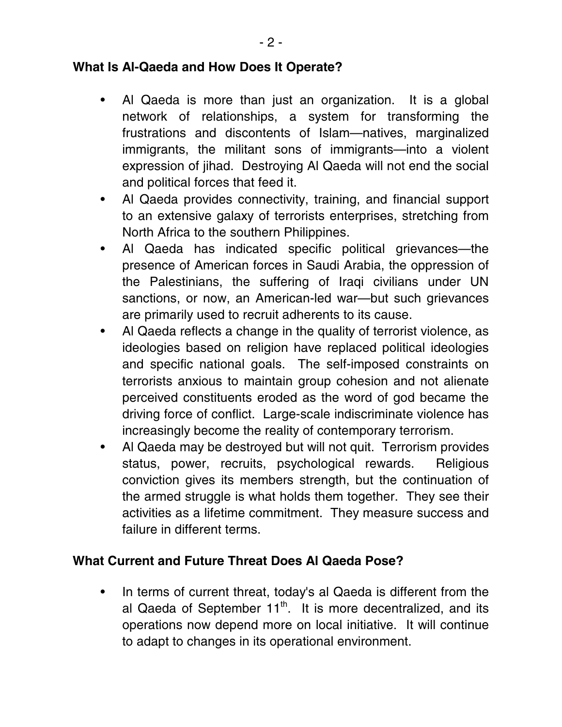## What Is Al-Qaeda and How Does It Operate?

- Al Qaeda is more than just an organization. It is a global network of relationships, a system for transforming the frustrations and discontents of Islam—natives, marginalized immigrants, the militant sons of immigrants—into a violent expression of jihad. Destroying Al Qaeda will not end the social and political forces that feed it.
- Al Qaeda provides connectivity, training, and financial support to an extensive galaxy of terrorists enterprises, stretching from North Africa to the southern Philippines.
- Al Qaeda has indicated specific political grievances—the presence of American forces in Saudi Arabia, the oppression of the Palestinians, the suffering of Iraqi civilians under UN sanctions, or now, an American-led war—but such grievances are primarily used to recruit adherents to its cause.
- Al Qaeda reflects a change in the quality of terrorist violence, as ideologies based on religion have replaced political ideologies and specific national goals. The self-imposed constraints on terrorists anxious to maintain group cohesion and not alienate perceived constituents eroded as the word of god became the driving force of conflict. Large-scale indiscriminate violence has increasingly become the reality of contemporary terrorism.
- Al Qaeda may be destroyed but will not quit. Terrorism provides status, power, recruits, psychological rewards. Religious conviction gives its members strength, but the continuation of the armed struggle is what holds them together. They see their activities as a lifetime commitment. They measure success and failure in different terms.

## What Current and Future Threat Does Al Qaeda Pose?

- In terms of current threat, today's al Qaeda is different from the al Qaeda of September 11th. It is more decentralized, and its operations now depend more on local initiative. It will continue to adapt to changes in its operational environment.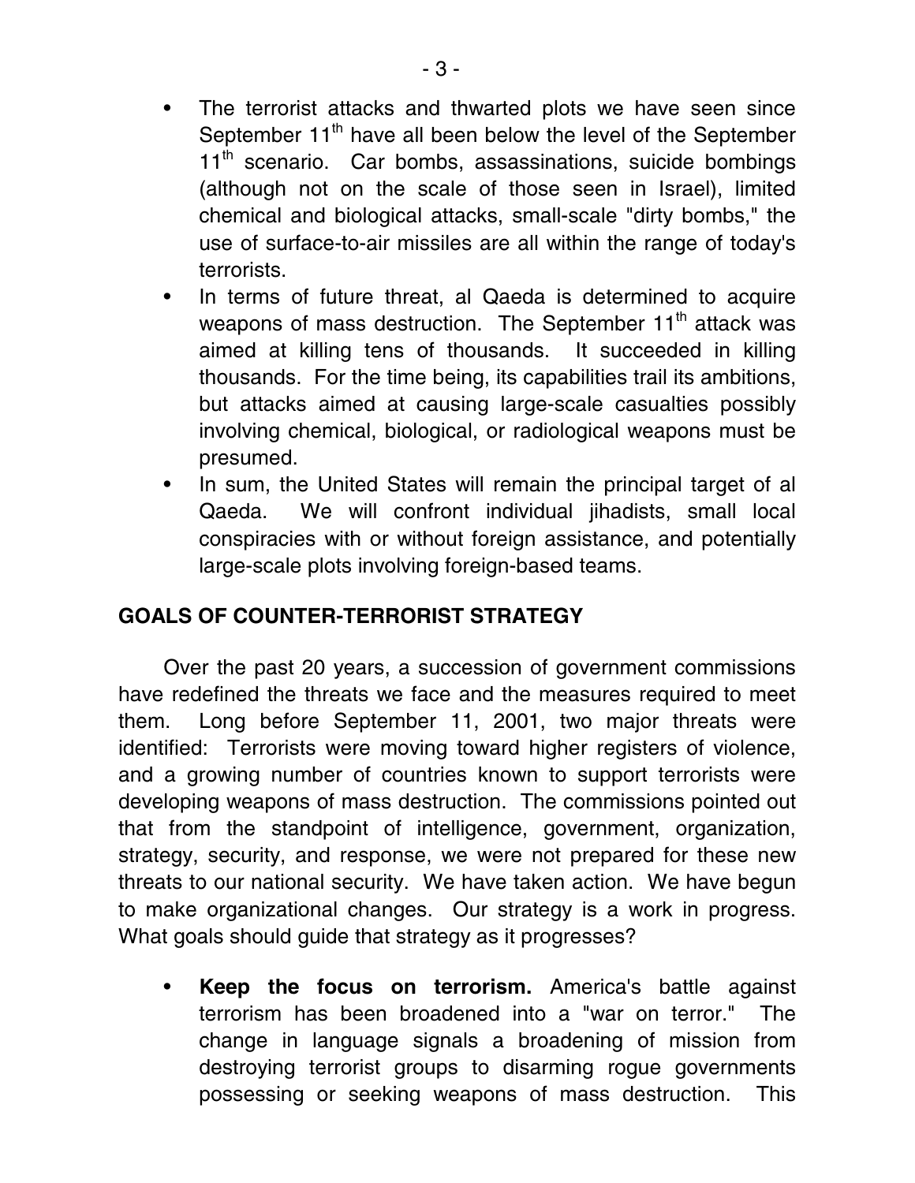- The terrorist attacks and thwarted plots we have seen since September 11th have all been below the level of the September 11th scenario. Car bombs, assassinations, suicide bombings (although not on the scale of those seen in Israel), limited chemical and biological attacks, small-scale "dirty bombs," the use of surface-to-air missiles are all within the range of today's terrorists.
- In terms of future threat, al Qaeda is determined to acquire weapons of mass destruction. The September 11th attack was aimed at killing tens of thousands. It succeeded in killing thousands. For the time being, its capabilities trail its ambitions, but attacks aimed at causing large-scale casualties possibly involving chemical, biological, or radiological weapons must be presumed.
- In sum, the United States will remain the principal target of al Qaeda. We will confront individual jihadists, small local conspiracies with or without foreign assistance, and potentially large-scale plots involving foreign-based teams.

## GOALS OF COUNTER-TERRORIST STRATEGY

Over the past 20 years, a succession of government commissions have redefined the threats we face and the measures required to meet them. Long before September 11, 2001, two major threats were identified: Terrorists were moving toward higher registers of violence, and a growing number of countries known to support terrorists were developing weapons of mass destruction. The commissions pointed out that from the standpoint of intelligence, government, organization, strategy, security, and response, we were not prepared for these new threats to our national security. We have taken action. We have begun to make organizational changes. Our strategy is a work in progress. What goals should guide that strategy as it progresses?

- **Keep the focus on terrorism.** America's battle against terrorism has been broadened into a "war on terror." The change in language signals a broadening of mission from destroying terrorist groups to disarming rogue governments possessing or seeking weapons of mass destruction. This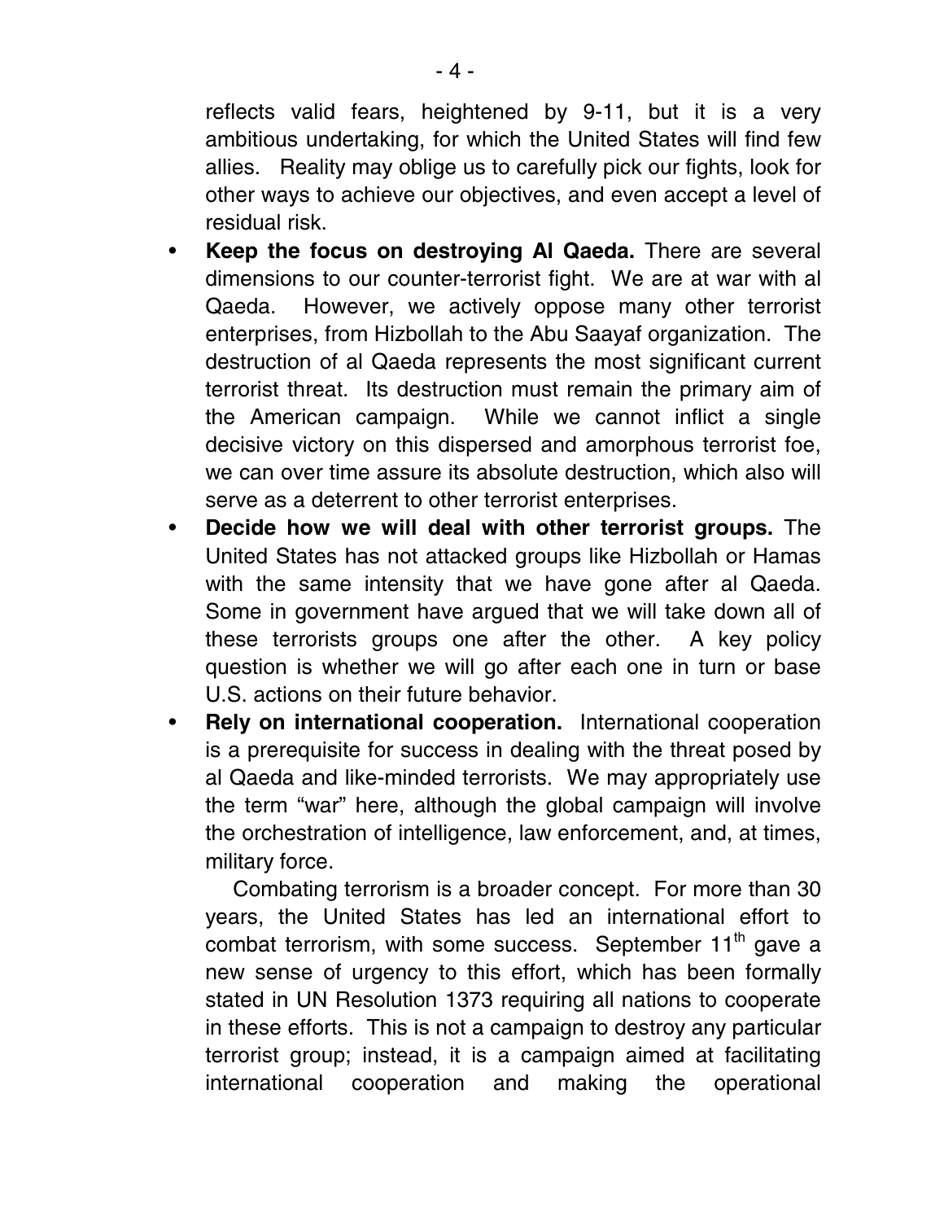reflects valid fears, heightened by 9-11, but it is a very ambitious undertaking, for which the United States will find few allies. Reality may oblige us to carefully pick our fights, look for other ways to achieve our objectives, and even accept a level of residual risk.

- **Keep the focus on destroying Al Qaeda.** There are several dimensions to our counter-terrorist fight. We are at war with al Qaeda. However, we actively oppose many other terrorist enterprises, from Hizbollah to the Abu Saayaf organization. The destruction of al Qaeda represents the most significant current terrorist threat. Its destruction must remain the primary aim of the American campaign. While we cannot inflict a single decisive victory on this dispersed and amorphous terrorist foe, we can over time assure its absolute destruction, which also will serve as a deterrent to other terrorist enterprises.
- **Decide how we will deal with other terrorist groups.** The United States has not attacked groups like Hizbollah or Hamas with the same intensity that we have gone after al Qaeda. Some in government have argued that we will take down all of these terrorists groups one after the other. A key policy question is whether we will go after each one in turn or base U.S. actions on their future behavior.
- **Rely on international cooperation.** International cooperation is a prerequisite for success in dealing with the threat posed by al Qaeda and like-minded terrorists. We may appropriately use the term "war" here, although the global campaign will involve the orchestration of intelligence, law enforcement, and, at times, military force.

  Combating terrorism is a broader concept. For more than 30 years, the United States has led an international effort to combat terrorism, with some success. September 11th gave a new sense of urgency to this effort, which has been formally stated in UN Resolution 1373 requiring all nations to cooperate in these efforts. This is not a campaign to destroy any particular terrorist group; instead, it is a campaign aimed at facilitating international cooperation and making the operational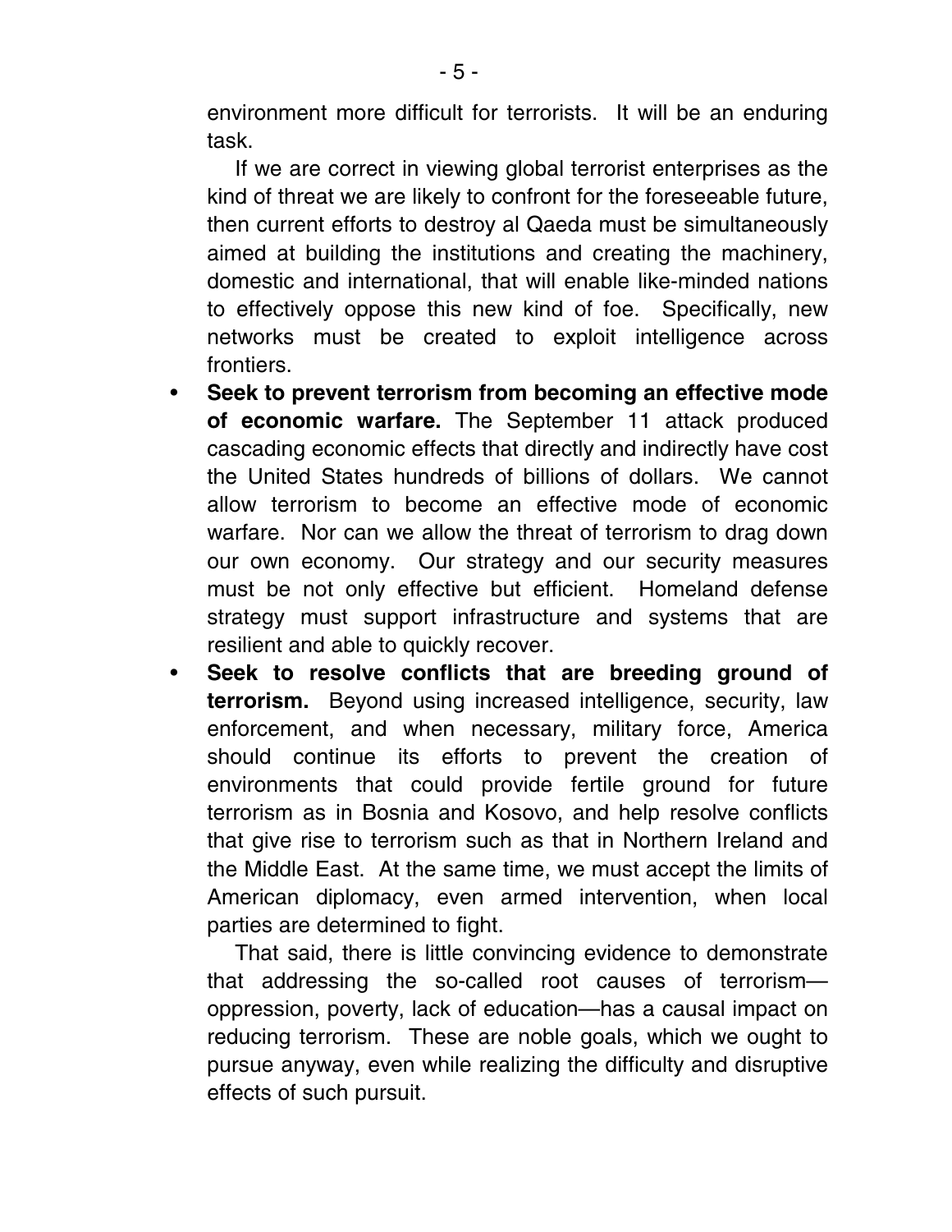environment more difficult for terrorists. It will be an enduring task.

If we are correct in viewing global terrorist enterprises as the kind of threat we are likely to confront for the foreseeable future, then current efforts to destroy al Qaeda must be simultaneously aimed at building the institutions and creating the machinery, domestic and international, that will enable like-minded nations to effectively oppose this new kind of foe. Specifically, new networks must be created to exploit intelligence across frontiers.

- **Seek to prevent terrorism from becoming an effective mode of economic warfare.** The September 11 attack produced cascading economic effects that directly and indirectly have cost the United States hundreds of billions of dollars. We cannot allow terrorism to become an effective mode of economic warfare. Nor can we allow the threat of terrorism to drag down our own economy. Our strategy and our security measures must be not only effective but efficient. Homeland defense strategy must support infrastructure and systems that are resilient and able to quickly recover.
- **Seek to resolve conflicts that are breeding ground of terrorism.** Beyond using increased intelligence, security, law enforcement, and when necessary, military force, America should continue its efforts to prevent the creation of environments that could provide fertile ground for future terrorism as in Bosnia and Kosovo, and help resolve conflicts that give rise to terrorism such as that in Northern Ireland and the Middle East. At the same time, we must accept the limits of American diplomacy, even armed intervention, when local parties are determined to fight.

  That said, there is little convincing evidence to demonstrate that addressing the so-called root causes of terrorism—oppression, poverty, lack of education—has a causal impact on reducing terrorism. These are noble goals, which we ought to pursue anyway, even while realizing the difficulty and disruptive effects of such pursuit.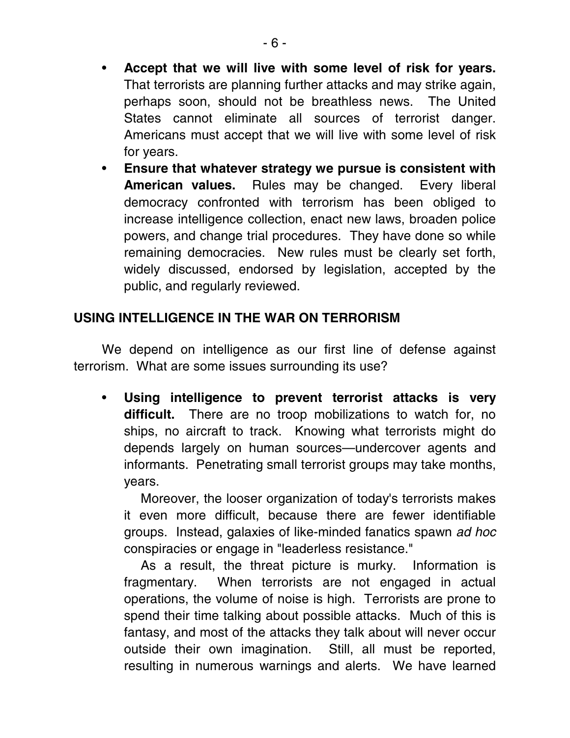- **Accept that we will live with some level of risk for years.** That terrorists are planning further attacks and may strike again, perhaps soon, should not be breathless news. The United States cannot eliminate all sources of terrorist danger. Americans must accept that we will live with some level of risk for years.
- **Ensure that whatever strategy we pursue is consistent with American values.** Rules may be changed. Every liberal democracy confronted with terrorism has been obliged to increase intelligence collection, enact new laws, broaden police powers, and change trial procedures. They have done so while remaining democracies. New rules must be clearly set forth, widely discussed, endorsed by legislation, accepted by the public, and regularly reviewed.

## USING INTELLIGENCE IN THE WAR ON TERRORISM

We depend on intelligence as our first line of defense against terrorism. What are some issues surrounding its use?

- **Using intelligence to prevent terrorist attacks is very difficult.** There are no troop mobilizations to watch for, no ships, no aircraft to track. Knowing what terrorists might do depends largely on human sources—undercover agents and informants. Penetrating small terrorist groups may take months, years.

  Moreover, the looser organization of today's terrorists makes it even more difficult, because there are fewer identifiable groups. Instead, galaxies of like-minded fanatics spawn *ad hoc* conspiracies or engage in "leaderless resistance."

  As a result, the threat picture is murky. Information is fragmentary. When terrorists are not engaged in actual operations, the volume of noise is high. Terrorists are prone to spend their time talking about possible attacks. Much of this is fantasy, and most of the attacks they talk about will never occur outside their own imagination. Still, all must be reported, resulting in numerous warnings and alerts. We have learned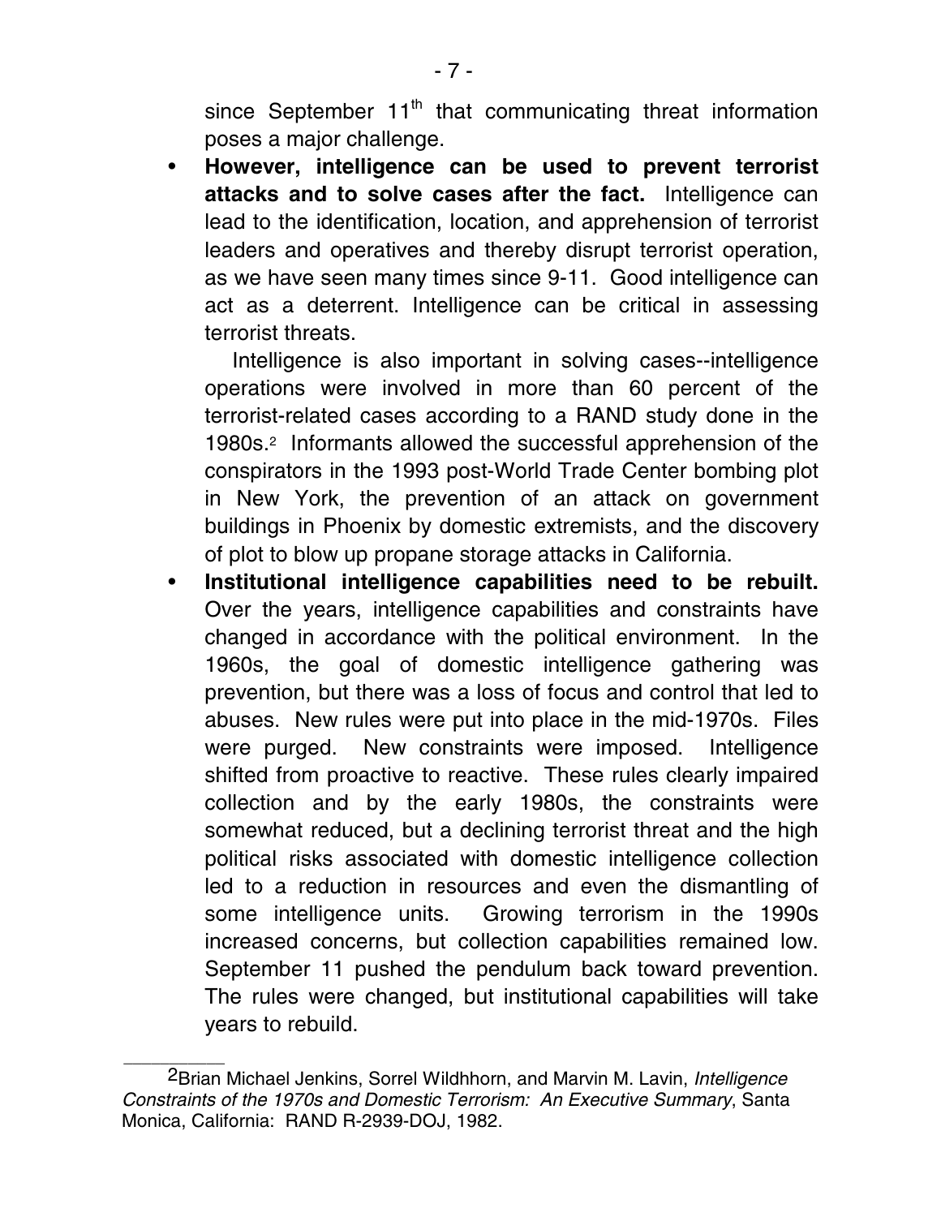since September 11th that communicating threat information poses a major challenge.

- **However, intelligence can be used to prevent terrorist attacks and to solve cases after the fact.** Intelligence can lead to the identification, location, and apprehension of terrorist leaders and operatives and thereby disrupt terrorist operation, as we have seen many times since 9-11. Good intelligence can act as a deterrent. Intelligence can be critical in assessing terrorist threats.

  Intelligence is also important in solving cases--intelligence operations were involved in more than 60 percent of the terrorist-related cases according to a RAND study done in the 1980s.[2] Informants allowed the successful apprehension of the conspirators in the 1993 post-World Trade Center bombing plot in New York, the prevention of an attack on government buildings in Phoenix by domestic extremists, and the discovery of plot to blow up propane storage attacks in California.

- **Institutional intelligence capabilities need to be rebuilt.** Over the years, intelligence capabilities and constraints have changed in accordance with the political environment. In the 1960s, the goal of domestic intelligence gathering was prevention, but there was a loss of focus and control that led to abuses. New rules were put into place in the mid-1970s. Files were purged. New constraints were imposed. Intelligence shifted from proactive to reactive. These rules clearly impaired collection and by the early 1980s, the constraints were somewhat reduced, but a declining terrorist threat and the high political risks associated with domestic intelligence collection led to a reduction in resources and even the dismantling of some intelligence units. Growing terrorism in the 1990s increased concerns, but collection capabilities remained low. September 11 pushed the pendulum back toward prevention. The rules were changed, but institutional capabilities will take years to rebuild.

---

[2] Brian Michael Jenkins, Sorrel Wildhhorn, and Marvin M. Lavin, *Intelligence Constraints of the 1970s and Domestic Terrorism: An Executive Summary*, Santa Monica, California: RAND R-2939-DOJ, 1982.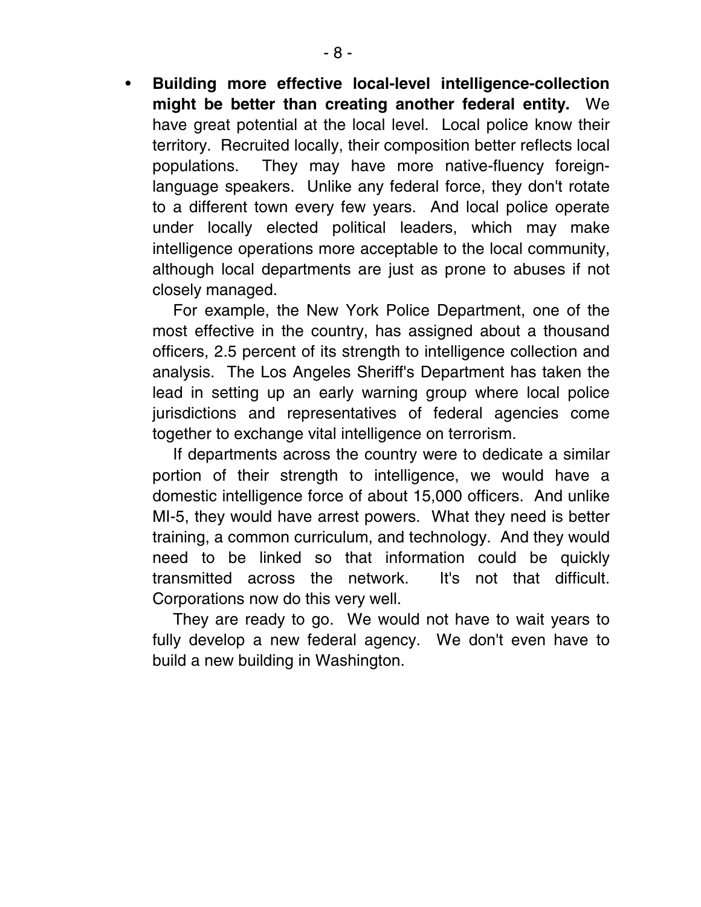- **Building more effective local-level intelligence-collection might be better than creating another federal entity.** We have great potential at the local level. Local police know their territory. Recruited locally, their composition better reflects local populations. They may have more native-fluency foreign-language speakers. Unlike any federal force, they don't rotate to a different town every few years. And local police operate under locally elected political leaders, which may make intelligence operations more acceptable to the local community, although local departments are just as prone to abuses if not closely managed.

  For example, the New York Police Department, one of the most effective in the country, has assigned about a thousand officers, 2.5 percent of its strength to intelligence collection and analysis. The Los Angeles Sheriff's Department has taken the lead in setting up an early warning group where local police jurisdictions and representatives of federal agencies come together to exchange vital intelligence on terrorism.

  If departments across the country were to dedicate a similar portion of their strength to intelligence, we would have a domestic intelligence force of about 15,000 officers. And unlike MI-5, they would have arrest powers. What they need is better training, a common curriculum, and technology. And they would need to be linked so that information could be quickly transmitted across the network. It's not that difficult. Corporations now do this very well.

  They are ready to go. We would not have to wait years to fully develop a new federal agency. We don't even have to build a new building in Washington.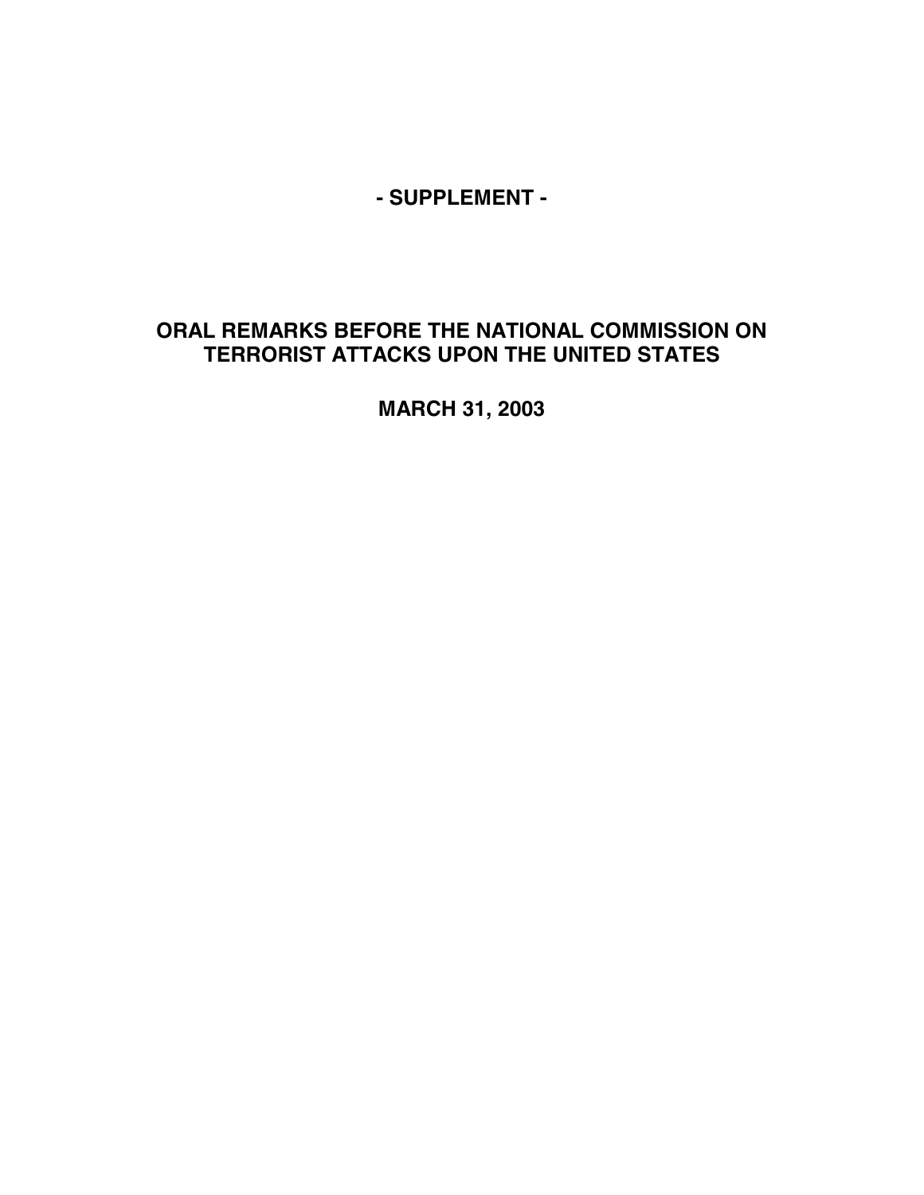# - SUPPLEMENT -

## ORAL REMARKS BEFORE THE NATIONAL COMMISSION ON TERRORIST ATTACKS UPON THE UNITED STATES

## MARCH 31, 2003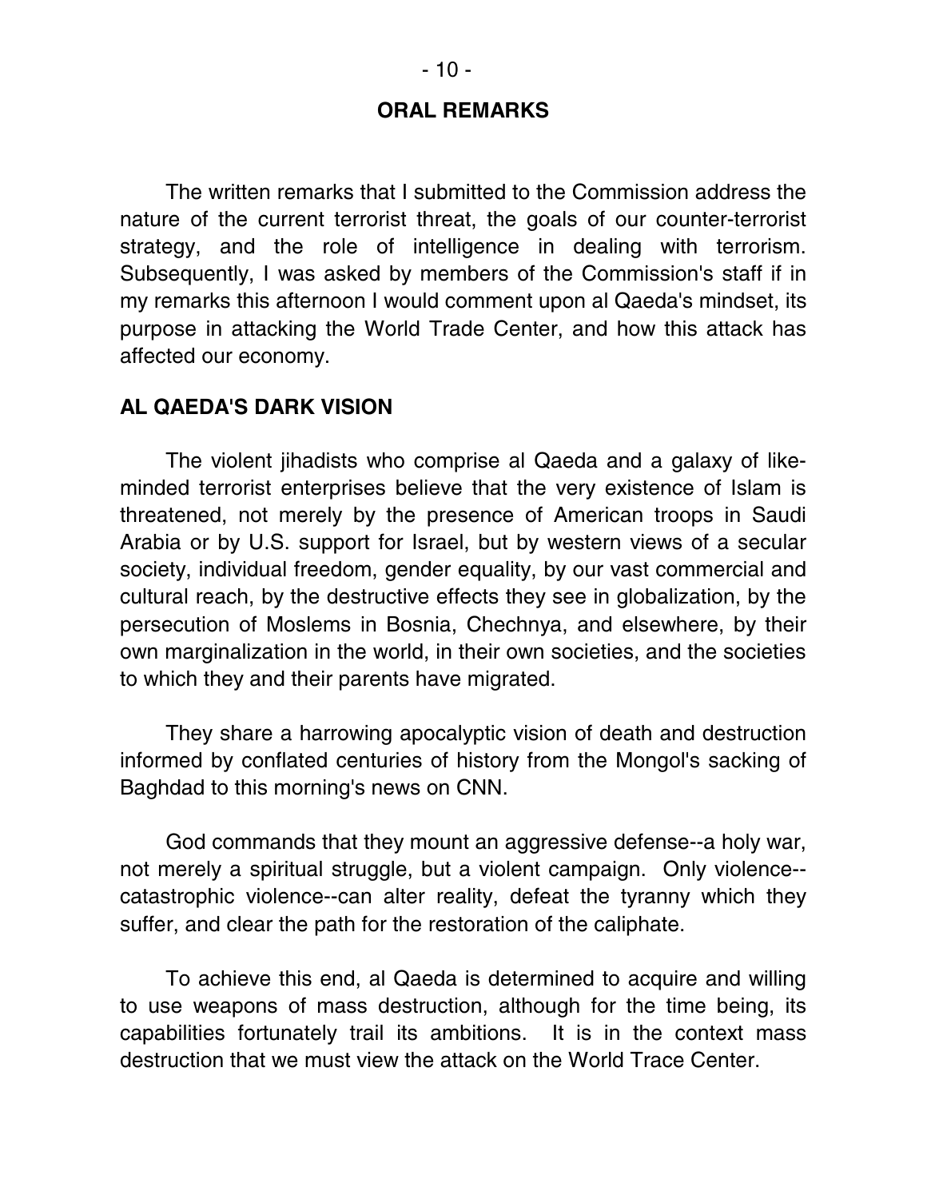## ORAL REMARKS

The written remarks that I submitted to the Commission address the nature of the current terrorist threat, the goals of our counter-terrorist strategy, and the role of intelligence in dealing with terrorism. Subsequently, I was asked by members of the Commission's staff if in my remarks this afternoon I would comment upon al Qaeda's mindset, its purpose in attacking the World Trade Center, and how this attack has affected our economy.

## AL QAEDA'S DARK VISION

The violent jihadists who comprise al Qaeda and a galaxy of like-minded terrorist enterprises believe that the very existence of Islam is threatened, not merely by the presence of American troops in Saudi Arabia or by U.S. support for Israel, but by western views of a secular society, individual freedom, gender equality, by our vast commercial and cultural reach, by the destructive effects they see in globalization, by the persecution of Moslems in Bosnia, Chechnya, and elsewhere, by their own marginalization in the world, in their own societies, and the societies to which they and their parents have migrated.

They share a harrowing apocalyptic vision of death and destruction informed by conflated centuries of history from the Mongol's sacking of Baghdad to this morning's news on CNN.

God commands that they mount an aggressive defense--a holy war, not merely a spiritual struggle, but a violent campaign. Only violence--catastrophic violence--can alter reality, defeat the tyranny which they suffer, and clear the path for the restoration of the caliphate.

To achieve this end, al Qaeda is determined to acquire and willing to use weapons of mass destruction, although for the time being, its capabilities fortunately trail its ambitions. It is in the context mass destruction that we must view the attack on the World Trace Center.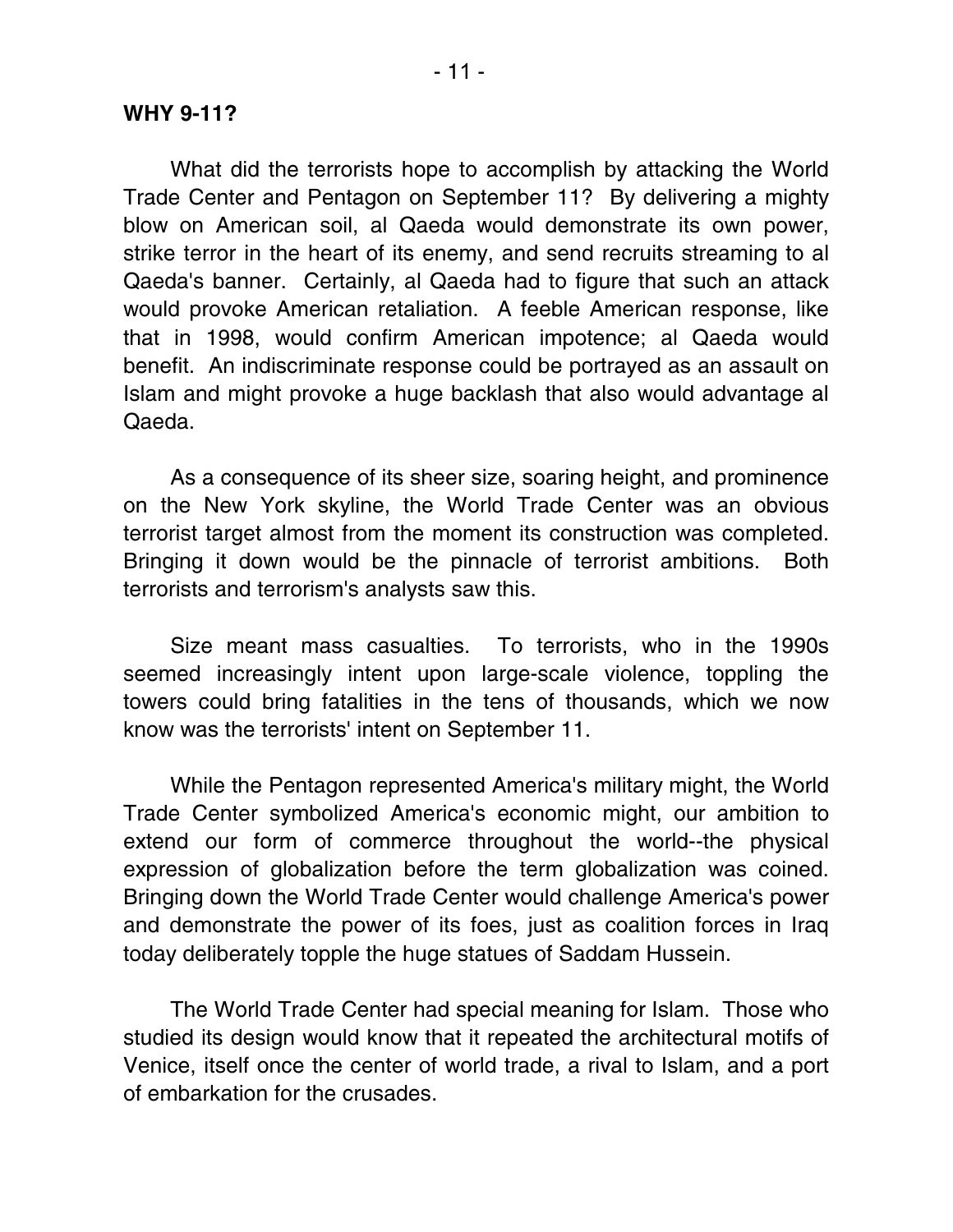**WHY 9-11?**

What did the terrorists hope to accomplish by attacking the World Trade Center and Pentagon on September 11? By delivering a mighty blow on American soil, al Qaeda would demonstrate its own power, strike terror in the heart of its enemy, and send recruits streaming to al Qaeda's banner. Certainly, al Qaeda had to figure that such an attack would provoke American retaliation. A feeble American response, like that in 1998, would confirm American impotence; al Qaeda would benefit. An indiscriminate response could be portrayed as an assault on Islam and might provoke a huge backlash that also would advantage al Qaeda.

As a consequence of its sheer size, soaring height, and prominence on the New York skyline, the World Trade Center was an obvious terrorist target almost from the moment its construction was completed. Bringing it down would be the pinnacle of terrorist ambitions. Both terrorists and terrorism's analysts saw this.

Size meant mass casualties. To terrorists, who in the 1990s seemed increasingly intent upon large-scale violence, toppling the towers could bring fatalities in the tens of thousands, which we now know was the terrorists' intent on September 11.

While the Pentagon represented America's military might, the World Trade Center symbolized America's economic might, our ambition to extend our form of commerce throughout the world--the physical expression of globalization before the term globalization was coined. Bringing down the World Trade Center would challenge America's power and demonstrate the power of its foes, just as coalition forces in Iraq today deliberately topple the huge statues of Saddam Hussein.

The World Trade Center had special meaning for Islam. Those who studied its design would know that it repeated the architectural motifs of Venice, itself once the center of world trade, a rival to Islam, and a port of embarkation for the crusades.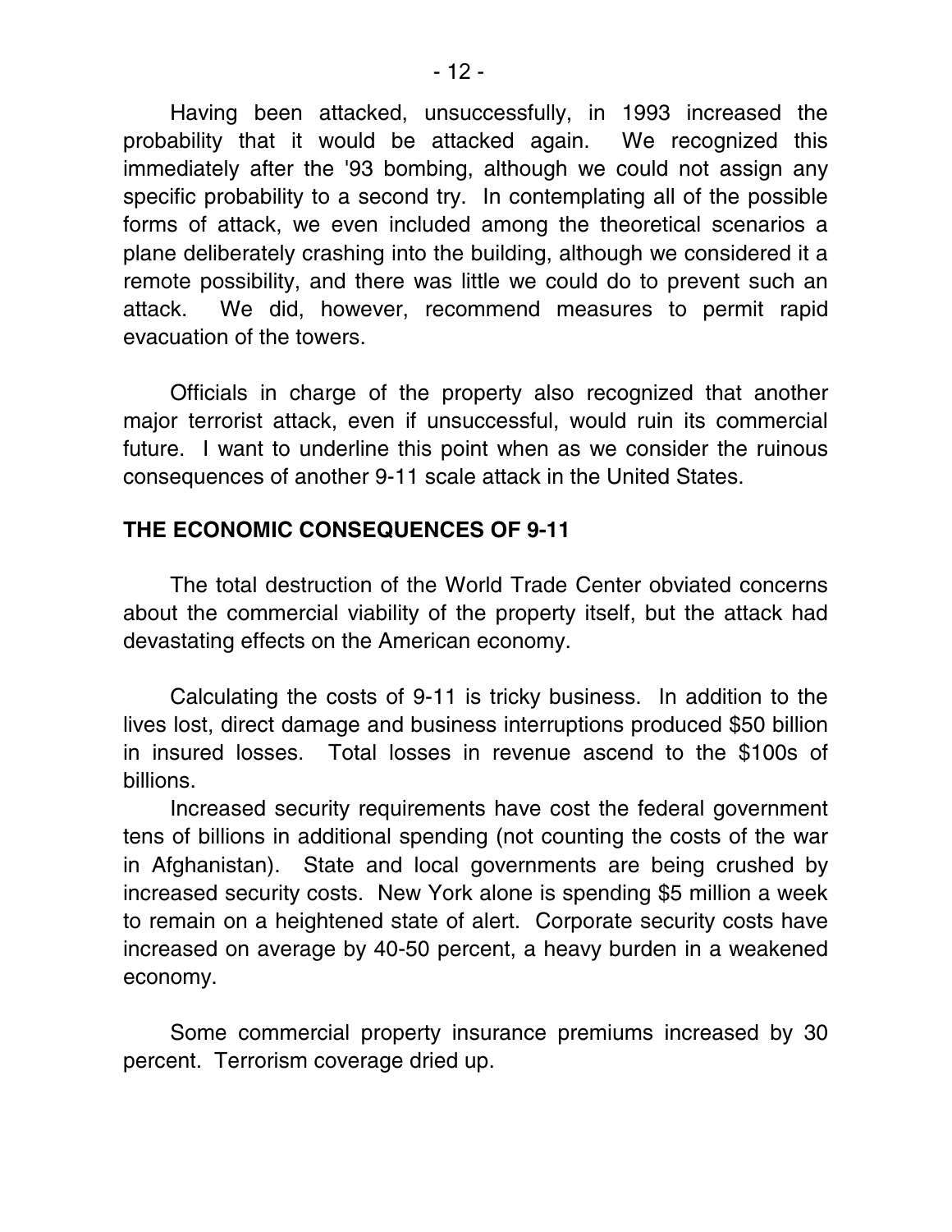Having been attacked, unsuccessfully, in 1993 increased the probability that it would be attacked again. We recognized this immediately after the '93 bombing, although we could not assign any specific probability to a second try. In contemplating all of the possible forms of attack, we even included among the theoretical scenarios a plane deliberately crashing into the building, although we considered it a remote possibility, and there was little we could do to prevent such an attack. We did, however, recommend measures to permit rapid evacuation of the towers.

Officials in charge of the property also recognized that another major terrorist attack, even if unsuccessful, would ruin its commercial future. I want to underline this point when as we consider the ruinous consequences of another 9-11 scale attack in the United States.

## THE ECONOMIC CONSEQUENCES OF 9-11

The total destruction of the World Trade Center obviated concerns about the commercial viability of the property itself, but the attack had devastating effects on the American economy.

Calculating the costs of 9-11 is tricky business. In addition to the lives lost, direct damage and business interruptions produced $50 billion in insured losses. Total losses in revenue ascend to the $100s of billions.

Increased security requirements have cost the federal government tens of billions in additional spending (not counting the costs of the war in Afghanistan). State and local governments are being crushed by increased security costs. New York alone is spending $5 million a week to remain on a heightened state of alert. Corporate security costs have increased on average by 40-50 percent, a heavy burden in a weakened economy.

Some commercial property insurance premiums increased by 30 percent. Terrorism coverage dried up.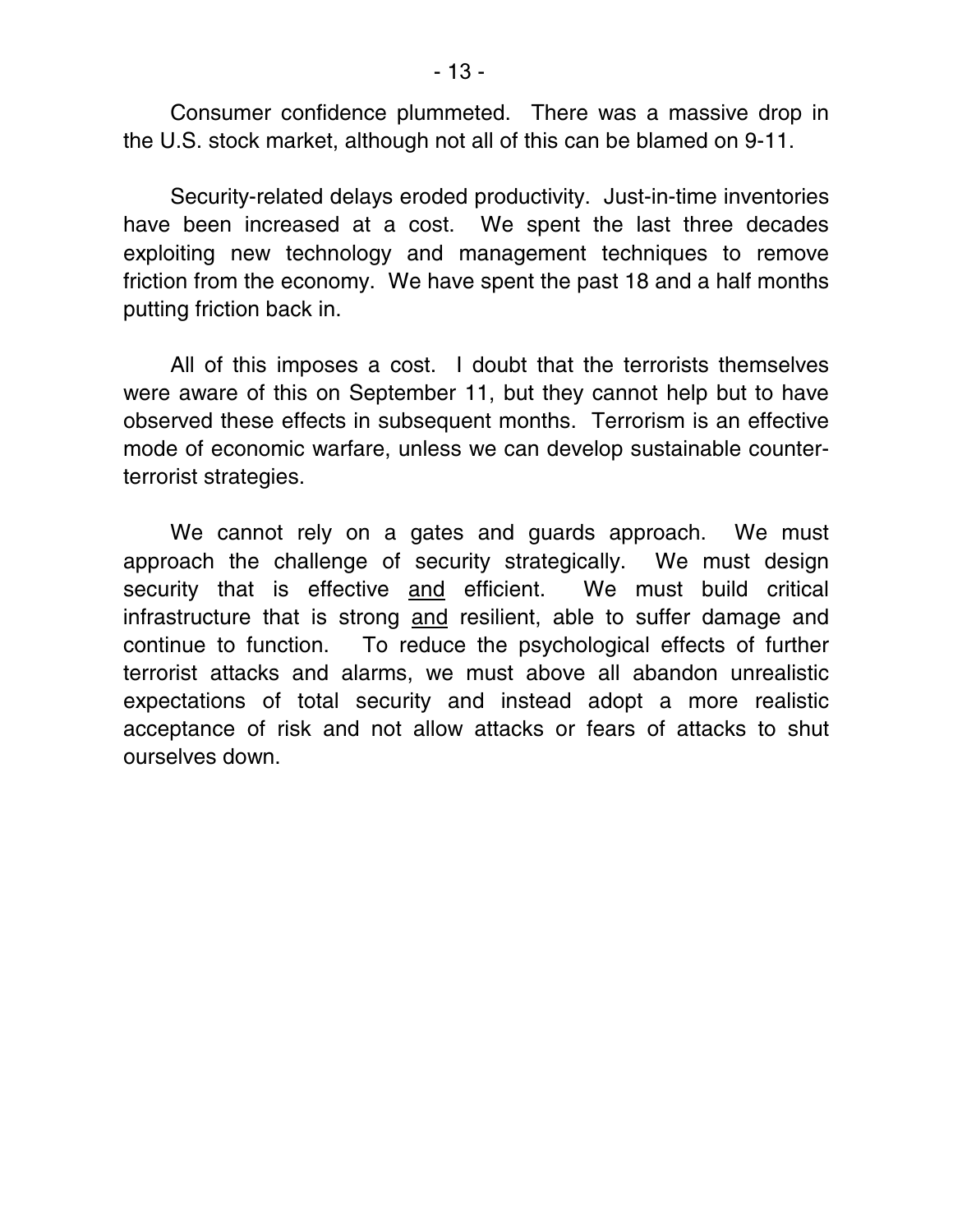Consumer confidence plummeted. There was a massive drop in the U.S. stock market, although not all of this can be blamed on 9-11.

Security-related delays eroded productivity. Just-in-time inventories have been increased at a cost. We spent the last three decades exploiting new technology and management techniques to remove friction from the economy. We have spent the past 18 and a half months putting friction back in.

All of this imposes a cost. I doubt that the terrorists themselves were aware of this on September 11, but they cannot help but to have observed these effects in subsequent months. Terrorism is an effective mode of economic warfare, unless we can develop sustainable counter-terrorist strategies.

We cannot rely on a gates and guards approach. We must approach the challenge of security strategically. We must design security that is effective <u>and</u> efficient. We must build critical infrastructure that is strong <u>and</u> resilient, able to suffer damage and continue to function. To reduce the psychological effects of further terrorist attacks and alarms, we must above all abandon unrealistic expectations of total security and instead adopt a more realistic acceptance of risk and not allow attacks or fears of attacks to shut ourselves down.